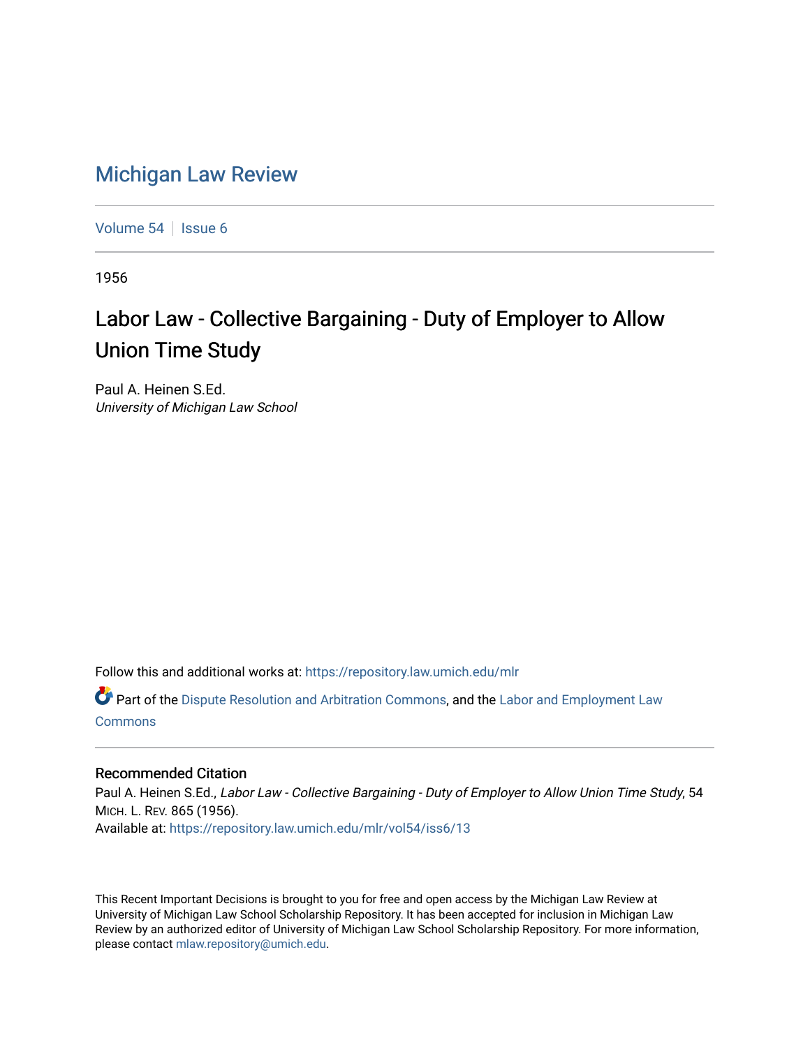# Michigan Law Review

Volume 54 | Issue 6

1956

## Labor Law - Collective Bargaining - Duty of Employer to Allow Union Time Study

Paul A. Heinen S.Ed.
*University of Michigan Law School*

Follow this and additional works at: https://repository.law.umich.edu/mlr

Part of the Dispute Resolution and Arbitration Commons, and the Labor and Employment Law Commons

### Recommended Citation

Paul A. Heinen S.Ed., *Labor Law - Collective Bargaining - Duty of Employer to Allow Union Time Study*, 54 MICH. L. REV. 865 (1956).
Available at: https://repository.law.umich.edu/mlr/vol54/iss6/13

This Recent Important Decisions is brought to you for free and open access by the Michigan Law Review at University of Michigan Law School Scholarship Repository. It has been accepted for inclusion in Michigan Law Review by an authorized editor of University of Michigan Law School Scholarship Repository. For more information, please contact mlaw.repository@umich.edu.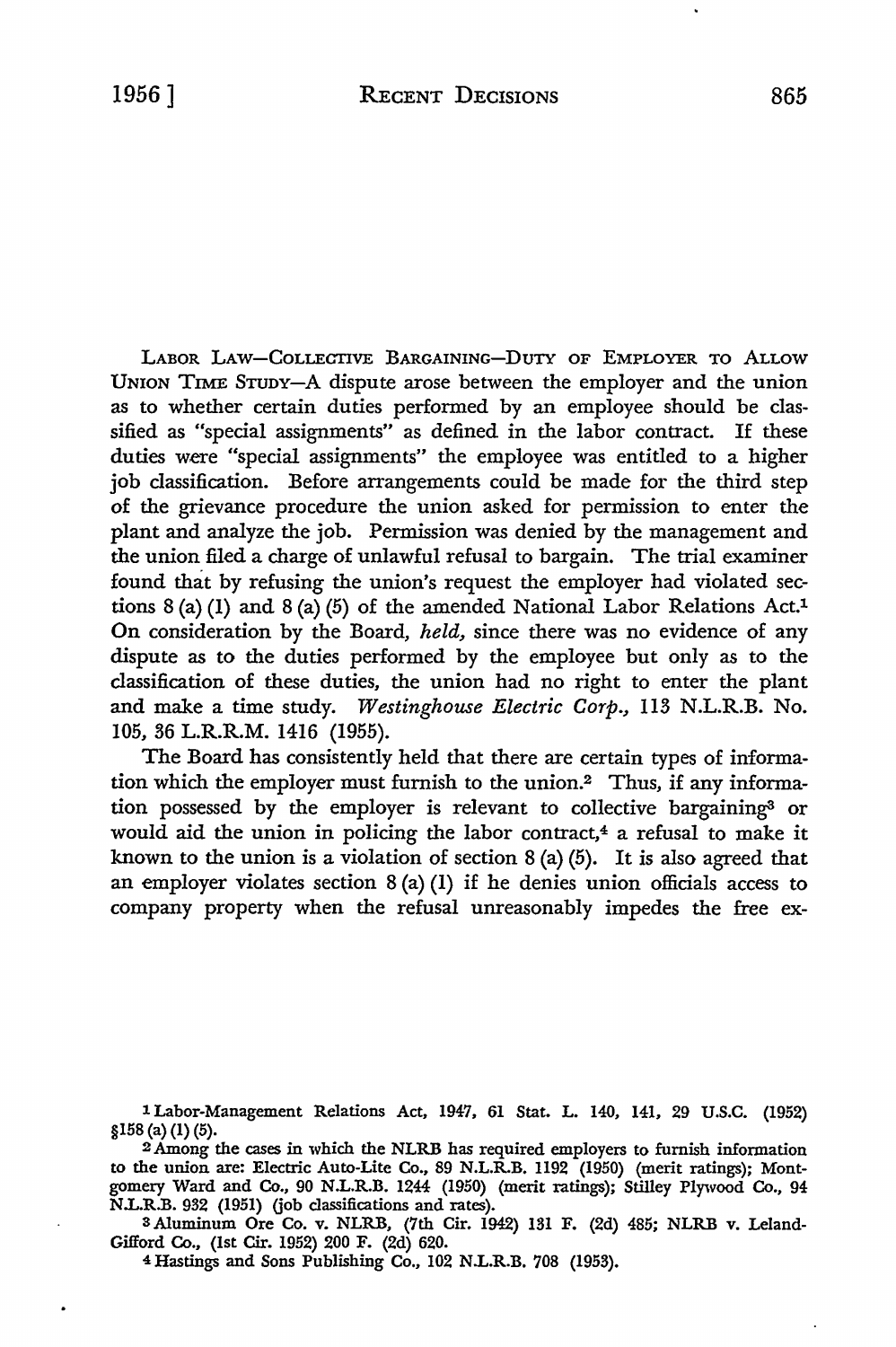LABOR LAW—COLLECTIVE BARGAINING—DUTY OF EMPLOYER TO ALLOW UNION TIME STUDY—A dispute arose between the employer and the union as to whether certain duties performed by an employee should be classified as "special assignments" as defined in the labor contract. If these duties were "special assignments" the employee was entitled to a higher job classification. Before arrangements could be made for the third step of the grievance procedure the union asked for permission to enter the plant and analyze the job. Permission was denied by the management and the union filed a charge of unlawful refusal to bargain. The trial examiner found that by refusing the union's request the employer had violated sections 8 (a) (1) and 8 (a) (5) of the amended National Labor Relations Act.[1] On consideration by the Board, *held,* since there was no evidence of any dispute as to the duties performed by the employee but only as to the classification of these duties, the union had no right to enter the plant and make a time study. *Westinghouse Electric Corp.,* 113 N.L.R.B. No. 105, 36 L.R.R.M. 1416 (1955).

The Board has consistently held that there are certain types of information which the employer must furnish to the union.[2] Thus, if any information possessed by the employer is relevant to collective bargaining[3] or would aid the union in policing the labor contract,[4] a refusal to make it known to the union is a violation of section 8 (a) (5). It is also agreed that an employer violates section 8 (a) (1) if he denies union officials access to company property when the refusal unreasonably impedes the free ex-

---

[1] Labor-Management Relations Act, 1947, 61 Stat. L. 140, 141, 29 U.S.C. (1952) §158 (a) (1) (5).

[2] Among the cases in which the NLRB has required employers to furnish information to the union are: Electric Auto-Lite Co., 89 N.L.R.B. 1192 (1950) (merit ratings); Montgomery Ward and Co., 90 N.L.R.B. 1244 (1950) (merit ratings); Stilley Plywood Co., 94 N.L.R.B. 932 (1951) (job classifications and rates).

[3] Aluminum Ore Co. v. NLRB, (7th Cir. 1942) 131 F. (2d) 485; NLRB v. Leland-Gifford Co., (1st Cir. 1952) 200 F. (2d) 620.

[4] Hastings and Sons Publishing Co., 102 N.L.R.B. 708 (1953).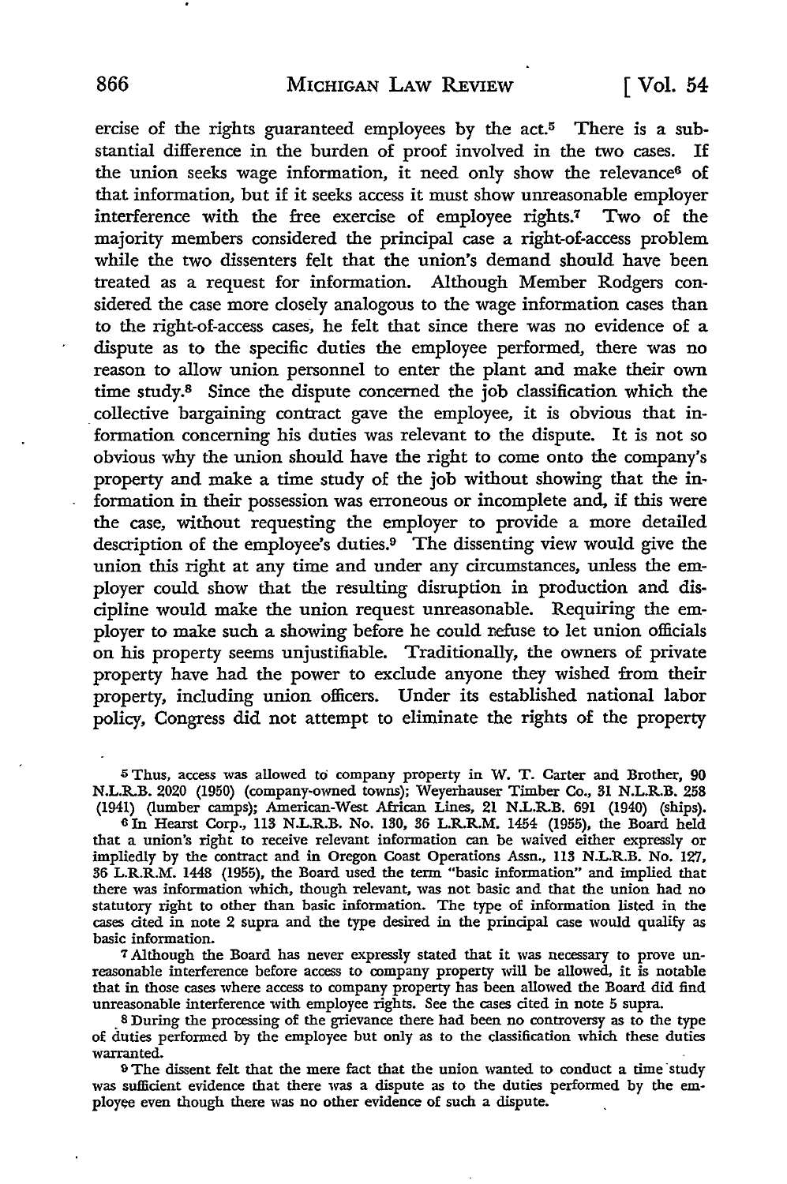ercise of the rights guaranteed employees by the act.[5] There is a substantial difference in the burden of proof involved in the two cases. If the union seeks wage information, it need only show the relevance[6] of that information, but if it seeks access it must show unreasonable employer interference with the free exercise of employee rights.[7] Two of the majority members considered the principal case a right-of-access problem while the two dissenters felt that the union's demand should have been treated as a request for information. Although Member Rodgers considered the case more closely analogous to the wage information cases than to the right-of-access cases, he felt that since there was no evidence of a dispute as to the specific duties the employee performed, there was no reason to allow union personnel to enter the plant and make their own time study.[8] Since the dispute concerned the job classification which the collective bargaining contract gave the employee, it is obvious that information concerning his duties was relevant to the dispute. It is not so obvious why the union should have the right to come onto the company's property and make a time study of the job without showing that the information in their possession was erroneous or incomplete and, if this were the case, without requesting the employer to provide a more detailed description of the employee's duties.[9] The dissenting view would give the union this right at any time and under any circumstances, unless the employer could show that the resulting disruption in production and discipline would make the union request unreasonable. Requiring the employer to make such a showing before he could refuse to let union officials on his property seems unjustifiable. Traditionally, the owners of private property have had the power to exclude anyone they wished from their property, including union officers. Under its established national labor policy, Congress did not attempt to eliminate the rights of the property

[5] Thus, access was allowed to company property in W. T. Carter and Brother, 90 N.L.R.B. 2020 (1950) (company-owned towns); Weyerhauser Timber Co., 31 N.L.R.B. 258 (1941) (lumber camps); American-West African Lines, 21 N.L.R.B. 691 (1940) (ships).

[6] In Hearst Corp., 113 N.L.R.B. No. 130, 36 L.R.R.M. 1454 (1955), the Board held that a union's right to receive relevant information can be waived either expressly or impliedly by the contract and in Oregon Coast Operations Assn., 113 N.L.R.B. No. 127, 36 L.R.R.M. 1448 (1955), the Board used the term "basic information" and implied that there was information which, though relevant, was not basic and that the union had no statutory right to other than basic information. The type of information listed in the cases cited in note 2 supra and the type desired in the principal case would qualify as basic information.

[7] Although the Board has never expressly stated that it was necessary to prove unreasonable interference before access to company property will be allowed, it is notable that in those cases where access to company property has been allowed the Board did find unreasonable interference with employee rights. See the cases cited in note 5 supra.

[8] During the processing of the grievance there had been no controversy as to the type of duties performed by the employee but only as to the classification which these duties warranted.

[9] The dissent felt that the mere fact that the union wanted to conduct a time study was sufficient evidence that there was a dispute as to the duties performed by the employee even though there was no other evidence of such a dispute.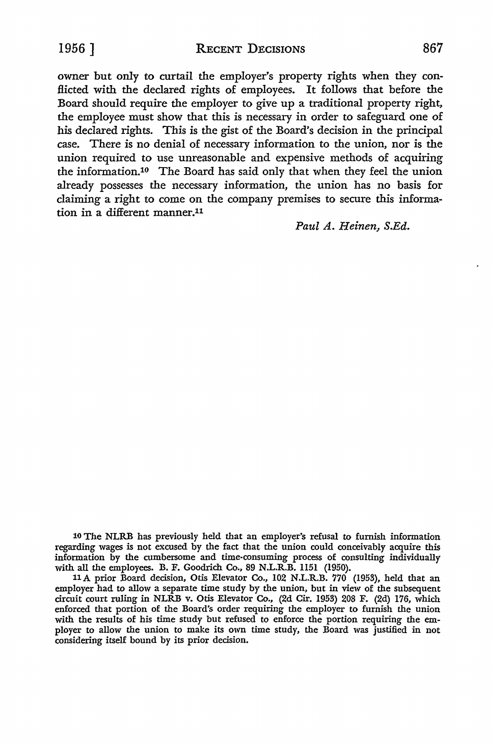owner but only to curtail the employer's property rights when they conflicted with the declared rights of employees. It follows that before the Board should require the employer to give up a traditional property right, the employee must show that this is necessary in order to safeguard one of his declared rights. This is the gist of the Board's decision in the principal case. There is no denial of necessary information to the union, nor is the union required to use unreasonable and expensive methods of acquiring the information.[10] The Board has said only that when they feel the union already possesses the necessary information, the union has no basis for claiming a right to come on the company premises to secure this information in a different manner.[11]

*Paul A. Heinen, S.Ed.*

---

[10] The NLRB has previously held that an employer's refusal to furnish information regarding wages is not excused by the fact that the union could conceivably acquire this information by the cumbersome and time-consuming process of consulting individually with all the employees. B. F. Goodrich Co., 89 N.L.R.B. 1151 (1950).

[11] A prior Board decision, Otis Elevator Co., 102 N.L.R.B. 770 (1953), held that an employer had to allow a separate time study by the union, but in view of the subsequent circuit court ruling in NLRB v. Otis Elevator Co., (2d Cir. 1953) 208 F. (2d) 176, which enforced that portion of the Board's order requiring the employer to furnish the union with the results of his time study but refused to enforce the portion requiring the employer to allow the union to make its own time study, the Board was justified in not considering itself bound by its prior decision.